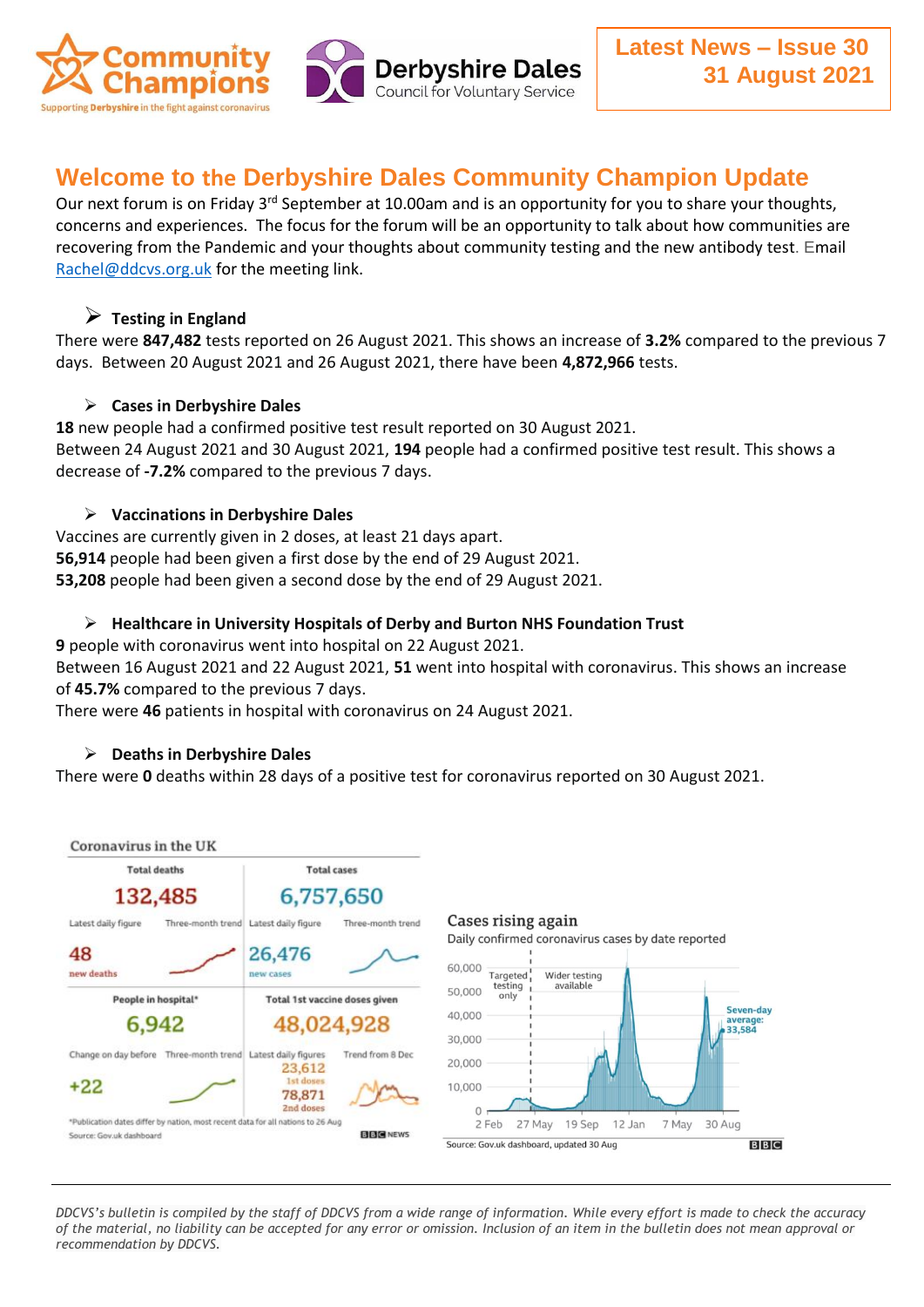Community Champions

Supporting Derbyshire in the fight against coronavirus

Derbyshire Dales Council for Voluntary Service

**Latest News – Issue 30**
**31 August 2021**

# Welcome to the Derbyshire Dales Community Champion Update

Our next forum is on Friday 3rd September at 10.00am and is an opportunity for you to share your thoughts, concerns and experiences. The focus for the forum will be an opportunity to talk about how communities are recovering from the Pandemic and your thoughts about community testing and the new antibody test. Email Rachel@ddcvs.org.uk for the meeting link.

### Testing in England

There were **847,482** tests reported on 26 August 2021. This shows an increase of **3.2%** compared to the previous 7 days. Between 20 August 2021 and 26 August 2021, there have been **4,872,966** tests.

### Cases in Derbyshire Dales

**18** new people had a confirmed positive test result reported on 30 August 2021.
Between 24 August 2021 and 30 August 2021, **194** people had a confirmed positive test result. This shows a decrease of **-7.2%** compared to the previous 7 days.

### Vaccinations in Derbyshire Dales

Vaccines are currently given in 2 doses, at least 21 days apart.
**56,914** people had been given a first dose by the end of 29 August 2021.
**53,208** people had been given a second dose by the end of 29 August 2021.

### Healthcare in University Hospitals of Derby and Burton NHS Foundation Trust

**9** people with coronavirus went into hospital on 22 August 2021.
Between 16 August 2021 and 22 August 2021, **51** went into hospital with coronavirus. This shows an increase of **45.7%** compared to the previous 7 days.
There were **46** patients in hospital with coronavirus on 24 August 2021.

### Deaths in Derbyshire Dales

There were **0** deaths within 28 days of a positive test for coronavirus reported on 30 August 2021.

Coronavirus in the UK

Total deaths
132,485
Latest daily figure: 48 new deaths
Three-month trend

Total cases
6,757,650
Latest daily figure: 26,476 new cases
Three-month trend

People in hospital*
6,942
Change on day before: +22
Three-month trend

Total 1st vaccine doses given
48,024,928
Latest daily figures: 23,612 1st doses; 78,871 2nd doses
Trend from 8 Dec

*Publication dates differ by nation, most recent data for all nations to 26 Aug
Source: Gov.uk dashboard
BBC NEWS

Cases rising again
Daily confirmed coronavirus cases by date reported
60,000
50,000
40,000
30,000
20,000
10,000
0
Targeted testing only
Wider testing available
Seven-day average: 33,584
2 Feb 27 May 19 Sep 12 Jan 7 May 30 Aug
Source: Gov.uk dashboard, updated 30 Aug
BBC

*DDCVS's bulletin is compiled by the staff of DDCVS from a wide range of information. While every effort is made to check the accuracy of the material, no liability can be accepted for any error or omission. Inclusion of an item in the bulletin does not mean approval or recommendation by DDCVS.*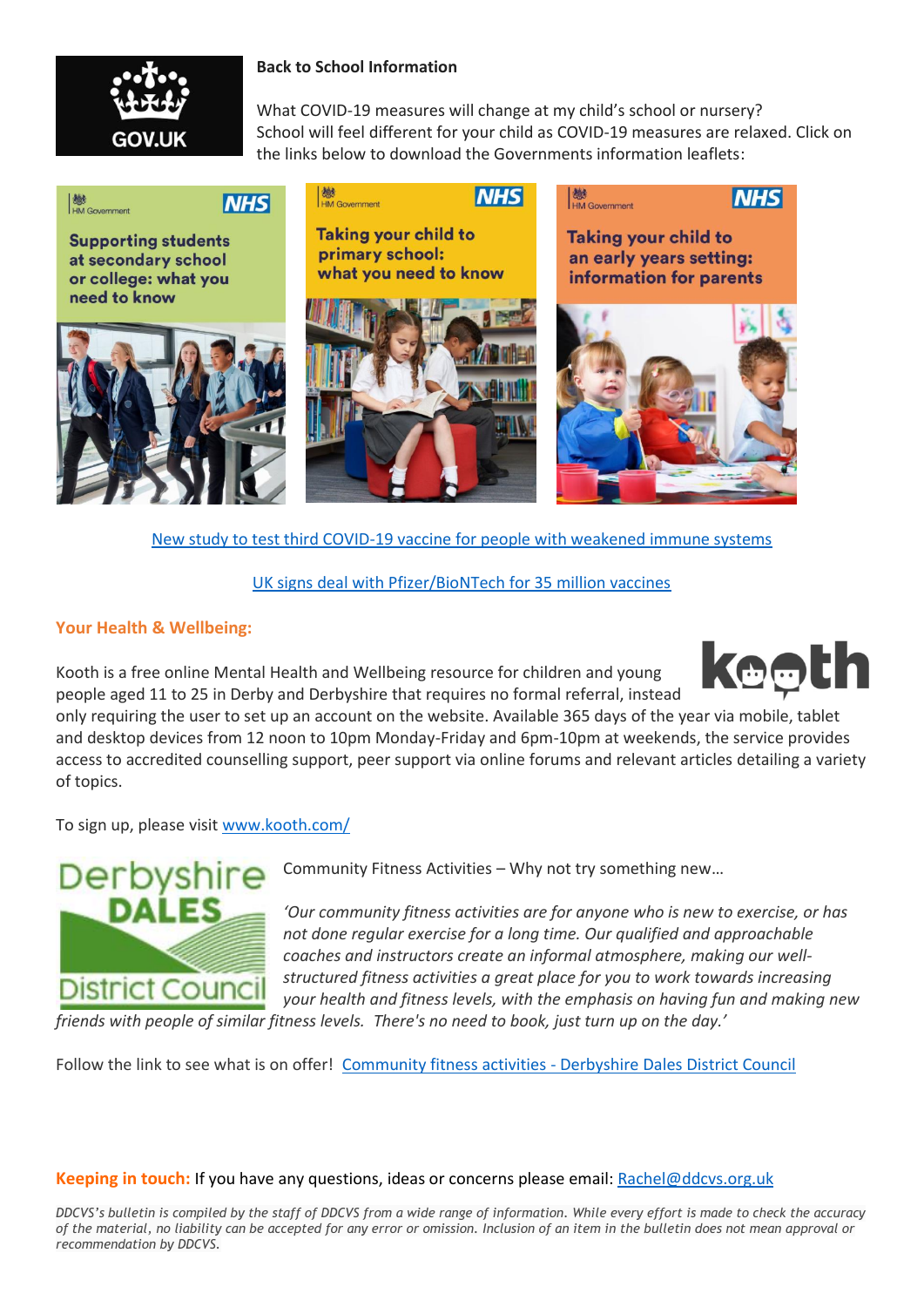**Back to School Information**

What COVID-19 measures will change at my child's school or nursery?
School will feel different for your child as COVID-19 measures are relaxed. Click on the links below to download the Governments information leaflets:

Supporting students at secondary school or college: what you need to know

Taking your child to primary school: what you need to know

Taking your child to an early years setting: information for parents

[New study to test third COVID-19 vaccine for people with weakened immune systems](#)

[UK signs deal with Pfizer/BioNTech for 35 million vaccines](#)

**Your Health & Wellbeing:**

Kooth is a free online Mental Health and Wellbeing resource for children and young people aged 11 to 25 in Derby and Derbyshire that requires no formal referral, instead only requiring the user to set up an account on the website. Available 365 days of the year via mobile, tablet and desktop devices from 12 noon to 10pm Monday-Friday and 6pm-10pm at weekends, the service provides access to accredited counselling support, peer support via online forums and relevant articles detailing a variety of topics.

To sign up, please visit [www.kooth.com/](www.kooth.com/)

Community Fitness Activities – Why not try something new…

*'Our community fitness activities are for anyone who is new to exercise, or has not done regular exercise for a long time. Our qualified and approachable coaches and instructors create an informal atmosphere, making our well-structured fitness activities a great place for you to work towards increasing your health and fitness levels, with the emphasis on having fun and making new friends with people of similar fitness levels. There's no need to book, just turn up on the day.'*

Follow the link to see what is on offer! [Community fitness activities - Derbyshire Dales District Council](#)

**Keeping in touch:** If you have any questions, ideas or concerns please email: [Rachel@ddcvs.org.uk](mailto:Rachel@ddcvs.org.uk)

*DDCVS's bulletin is compiled by the staff of DDCVS from a wide range of information. While every effort is made to check the accuracy of the material, no liability can be accepted for any error or omission. Inclusion of an item in the bulletin does not mean approval or recommendation by DDCVS.*